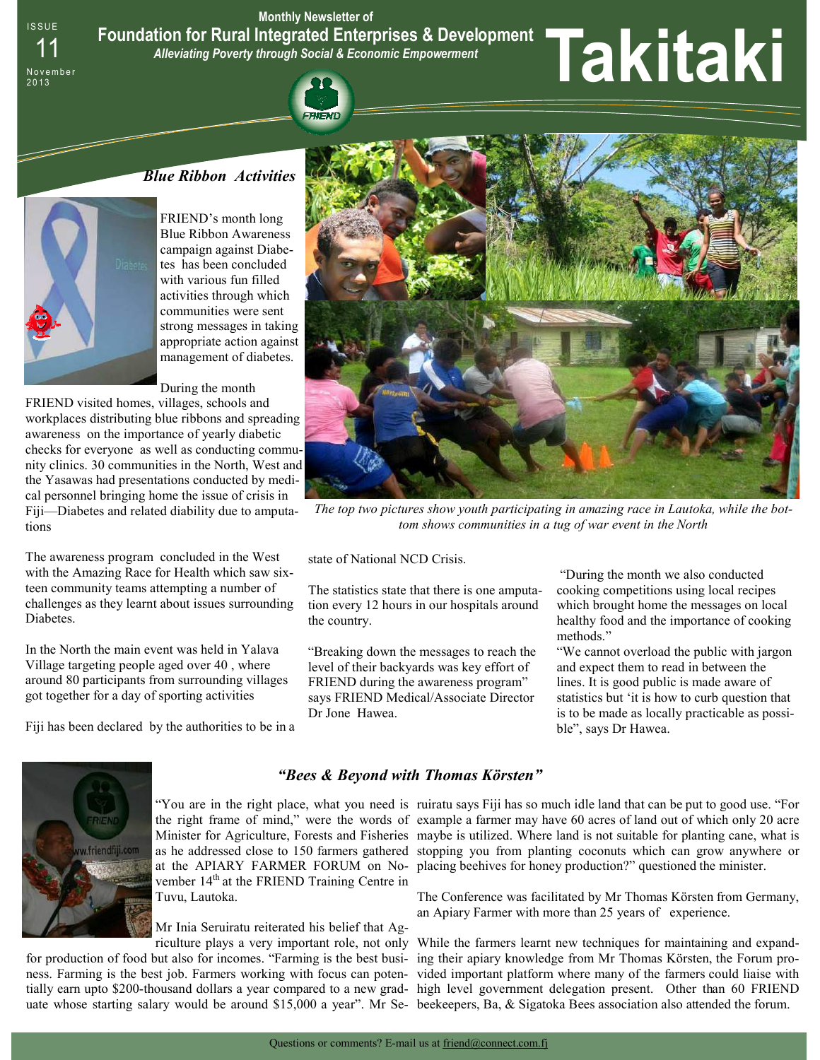ISSUE 11 November 2013

Monthly Newsletter of

# Foundation for Rural Integrated Enterprises & Development

*Alleviating Poverty through Social & Economic Empowerment*

# Takitaki

## *Blue Ribbon Activities*

FRIEND's month long Blue Ribbon Awareness campaign against Diabetes has been concluded with various fun filled activities through which communities were sent strong messages in taking appropriate action against management of diabetes.

During the month FRIEND visited homes, villages, schools and workplaces distributing blue ribbons and spreading awareness on the importance of yearly diabetic checks for everyone as well as conducting community clinics. 30 communities in the North, West and the Yasawas had presentations conducted by medical personnel bringing home the issue of crisis in Fiji—Diabetes and related diability due to amputations

*The top two pictures show youth participating in amazing race in Lautoka, while the bottom shows communities in a tug of war event in the North*

The awareness program concluded in the West with the Amazing Race for Health which saw sixteen community teams attempting a number of challenges as they learnt about issues surrounding Diabetes.

In the North the main event was held in Yalava Village targeting people aged over 40 , where around 80 participants from surrounding villages got together for a day of sporting activities

Fiji has been declared by the authorities to be in a state of National NCD Crisis.

The statistics state that there is one amputation every 12 hours in our hospitals around the country.

"Breaking down the messages to reach the level of their backyards was key effort of FRIEND during the awareness program" says FRIEND Medical/Associate Director Dr Jone Hawea.

"During the month we also conducted cooking competitions using local recipes which brought home the messages on local healthy food and the importance of cooking methods."

"We cannot overload the public with jargon and expect them to read in between the lines. It is good public is made aware of statistics but 'it is how to curb question that is to be made as locally practicable as possible", says Dr Hawea.

## *"Bees & Beyond with Thomas Körsten"*

"You are in the right place, what you need is the right frame of mind," were the words of Minister for Agriculture, Forests and Fisheries as he addressed close to 150 farmers gathered at the APIARY FARMER FORUM on November 14th at the FRIEND Training Centre in Tuvu, Lautoka.

Mr Inia Seruiratu reiterated his belief that Agriculture plays a very important role, not only for production of food but also for incomes. "Farming is the best business. Farming is the best job. Farmers working with focus can potentially earn upto $200-thousand dollars a year compared to a new graduate whose starting salary would be around $15,000 a year". Mr Seruiratu says Fiji has so much idle land that can be put to good use. "For example a farmer may have 60 acres of land out of which only 20 acre maybe is utilized. Where land is not suitable for planting cane, what is stopping you from planting coconuts which can grow anywhere or placing beehives for honey production?" questioned the minister.

The Conference was facilitated by Mr Thomas Körsten from Germany, an Apiary Farmer with more than 25 years of experience.

While the farmers learnt new techniques for maintaining and expanding their apiary knowledge from Mr Thomas Körsten, the Forum provided important platform where many of the farmers could liaise with high level government delegation present. Other than 60 FRIEND beekeepers, Ba, & Sigatoka Bees association also attended the forum.

Questions or comments? E-mail us at friend@connect.com.fj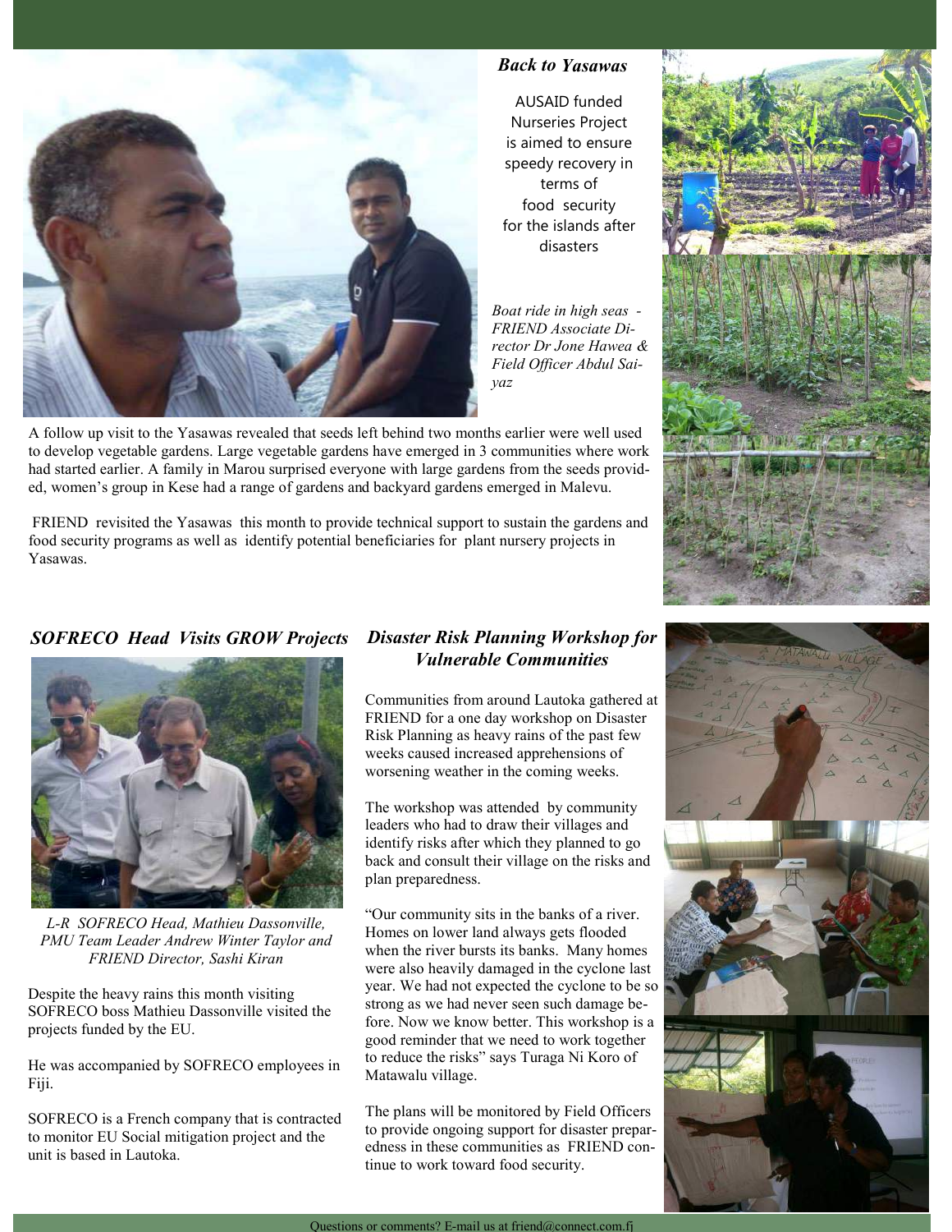## *Back to Yasawas*

AUSAID funded Nurseries Project is aimed to ensure speedy recovery in terms of food security for the islands after disasters

*Boat ride in high seas - FRIEND Associate Director Dr Jone Hawea & Field Officer Abdul Saiyaz*

A follow up visit to the Yasawas revealed that seeds left behind two months earlier were well used to develop vegetable gardens. Large vegetable gardens have emerged in 3 communities where work had started earlier. A family in Marou surprised everyone with large gardens from the seeds provided, women's group in Kese had a range of gardens and backyard gardens emerged in Malevu.

FRIEND revisited the Yasawas this month to provide technical support to sustain the gardens and food security programs as well as identify potential beneficiaries for plant nursery projects in Yasawas.

## *SOFRECO Head Visits GROW Projects*

*L-R SOFRECO Head, Mathieu Dassonville, PMU Team Leader Andrew Winter Taylor and FRIEND Director, Sashi Kiran*

Despite the heavy rains this month visiting SOFRECO boss Mathieu Dassonville visited the projects funded by the EU.

He was accompanied by SOFRECO employees in Fiji.

SOFRECO is a French company that is contracted to monitor EU Social mitigation project and the unit is based in Lautoka.

## *Disaster Risk Planning Workshop for Vulnerable Communities*

Communities from around Lautoka gathered at FRIEND for a one day workshop on Disaster Risk Planning as heavy rains of the past few weeks caused increased apprehensions of worsening weather in the coming weeks.

The workshop was attended by community leaders who had to draw their villages and identify risks after which they planned to go back and consult their village on the risks and plan preparedness.

"Our community sits in the banks of a river. Homes on lower land always gets flooded when the river bursts its banks. Many homes were also heavily damaged in the cyclone last year. We had not expected the cyclone to be so strong as we had never seen such damage before. Now we know better. This workshop is a good reminder that we need to work together to reduce the risks" says Turaga Ni Koro of Matawalu village.

The plans will be monitored by Field Officers to provide ongoing support for disaster preparedness in these communities as FRIEND continue to work toward food security.

Questions or comments? E-mail us at friend@connect.com.fj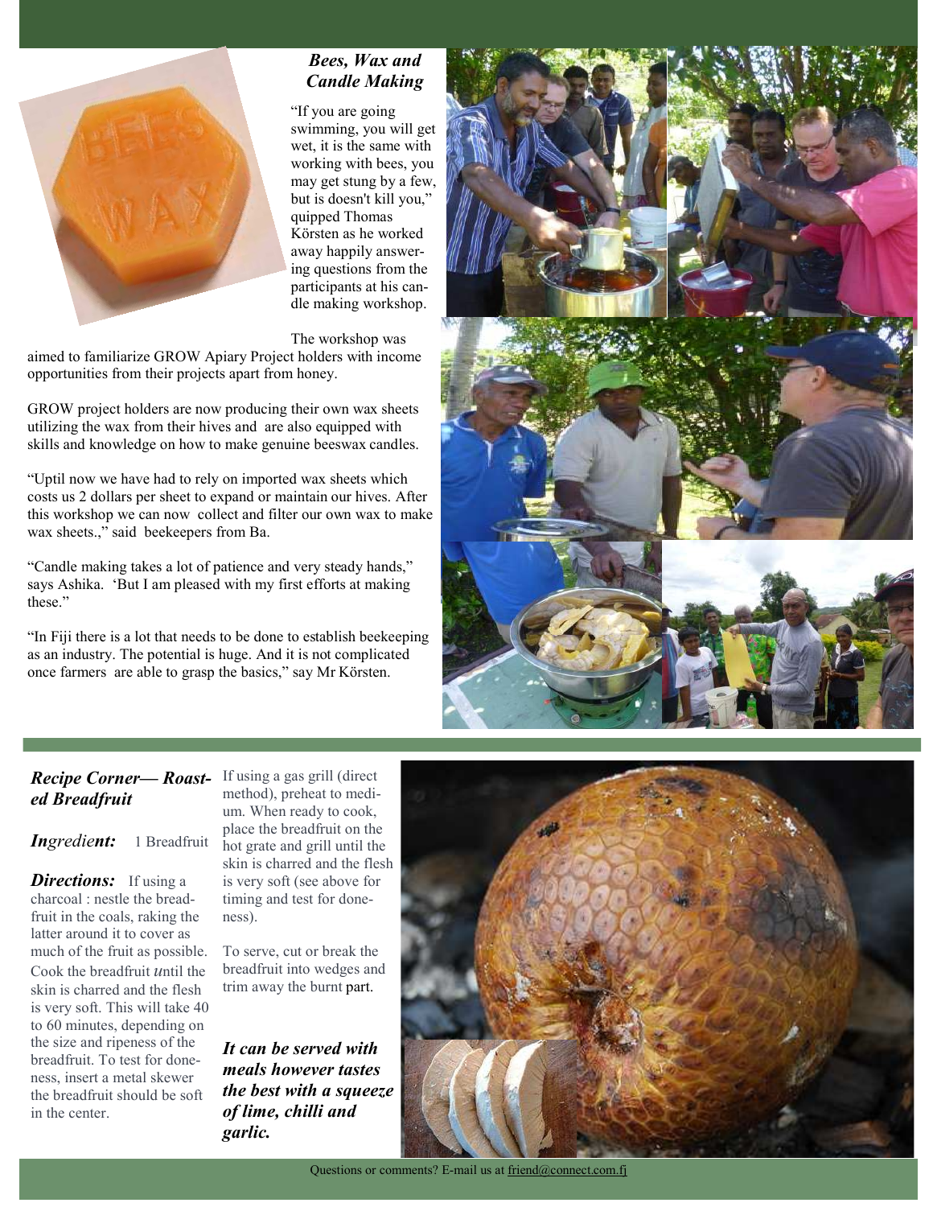## Bees, Wax and Candle Making

"If you are going swimming, you will get wet, it is the same with working with bees, you may get stung by a few, but is doesn't kill you," quipped Thomas Körsten as he worked away happily answering questions from the participants at his candle making workshop.

The workshop was aimed to familiarize GROW Apiary Project holders with income opportunities from their projects apart from honey.

GROW project holders are now producing their own wax sheets utilizing the wax from their hives and are also equipped with skills and knowledge on how to make genuine beeswax candles.

"Uptil now we have had to rely on imported wax sheets which costs us 2 dollars per sheet to expand or maintain our hives. After this workshop we can now collect and filter our own wax to make wax sheets.," said beekeepers from Ba.

"Candle making takes a lot of patience and very steady hands," says Ashika. 'But I am pleased with my first efforts at making these."

"In Fiji there is a lot that needs to be done to establish beekeeping as an industry. The potential is huge. And it is not complicated once farmers are able to grasp the basics," say Mr Körsten.

## Recipe Corner— Roasted Breadfruit

***Ingredient:*** 1 Breadfruit

***Directions:*** If using a charcoal : nestle the breadfruit in the coals, raking the latter around it to cover as much of the fruit as possible. Cook the breadfruit *u*ntil the skin is charred and the flesh is very soft. This will take 40 to 60 minutes, depending on the size and ripeness of the breadfruit. To test for doneness, insert a metal skewer the breadfruit should be soft in the center.

If using a gas grill (direct method), preheat to medium. When ready to cook, place the breadfruit on the hot grate and grill until the skin is charred and the flesh is very soft (see above for timing and test for doneness).

To serve, cut or break the breadfruit into wedges and trim away the burnt part.

***It can be served with meals however tastes the best with a squeeze of lime, chilli and garlic.***

Questions or comments? E-mail us at friend@connect.com.fj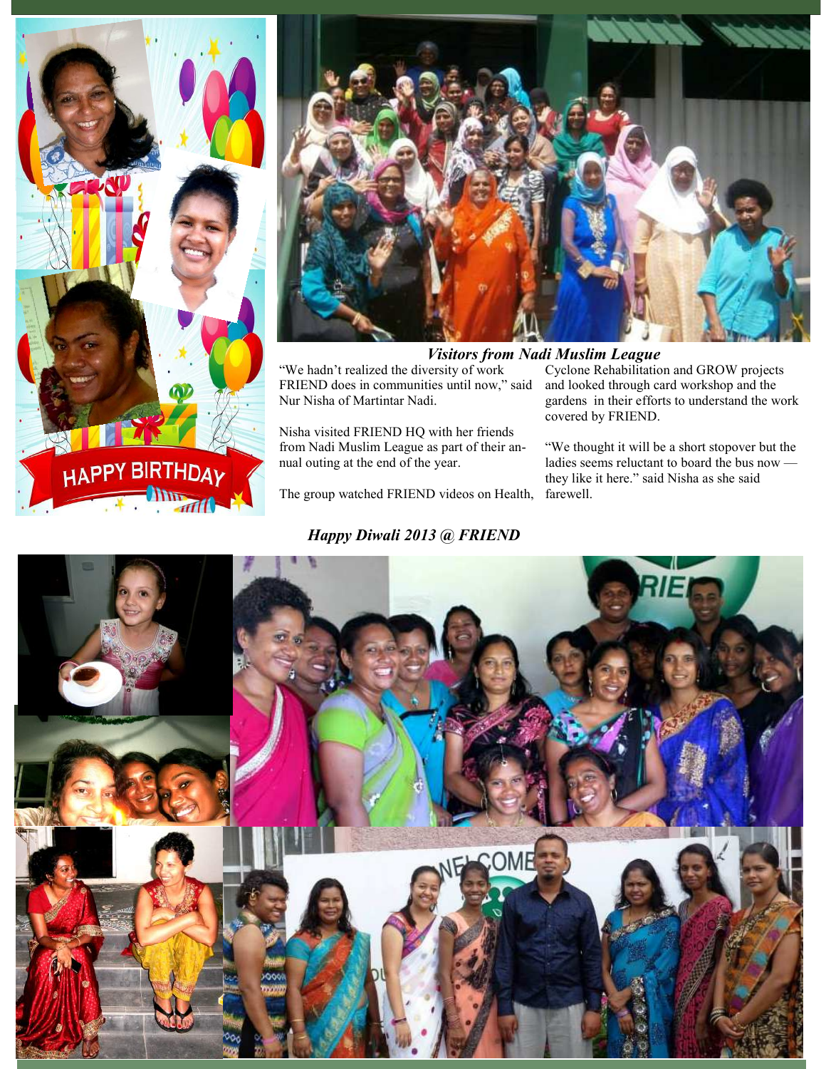HAPPY BIRTHDAY

### *Visitors from Nadi Muslim League*

"We hadn't realized the diversity of work FRIEND does in communities until now," said Nur Nisha of Martintar Nadi.

Nisha visited FRIEND HQ with her friends from Nadi Muslim League as part of their annual outing at the end of the year.

The group watched FRIEND videos on Health, Cyclone Rehabilitation and GROW projects and looked through card workshop and the gardens in their efforts to understand the work covered by FRIEND.

"We thought it will be a short stopover but the ladies seems reluctant to board the bus now — they like it here." said Nisha as she said farewell.

### *Happy Diwali 2013 @ FRIEND*